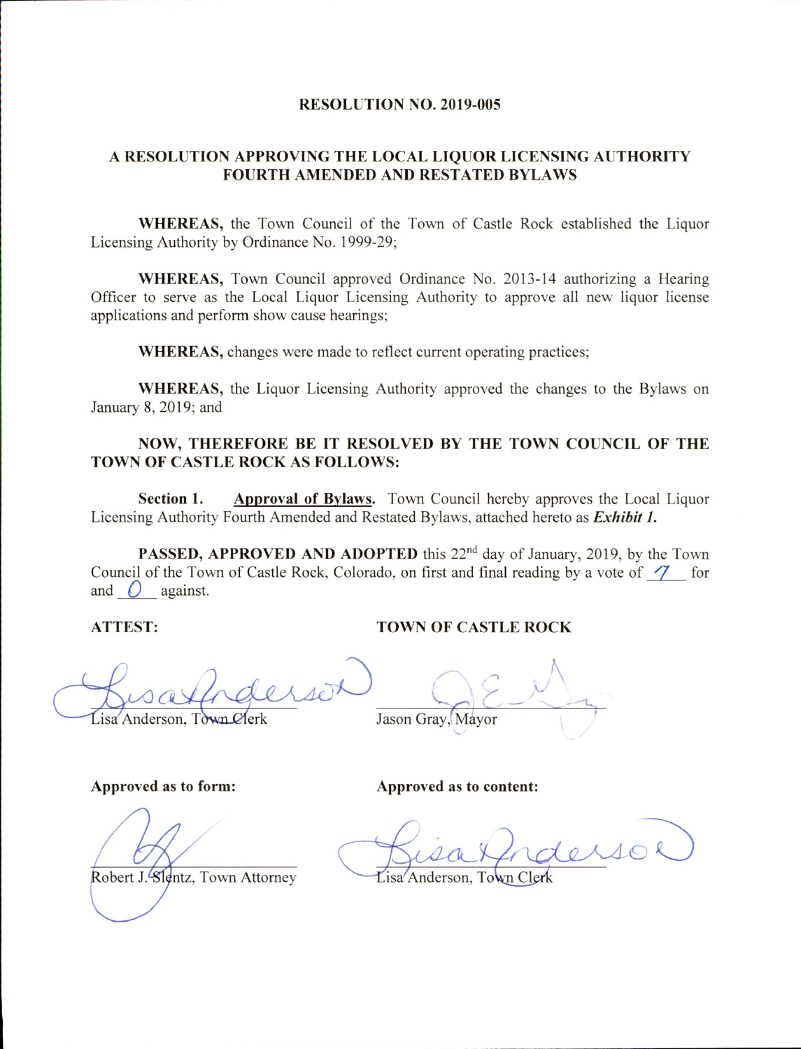# RESOLUTION NO. 2019-005

## A RESOLUTION APPROVING THE LOCAL LIQUOR LICENSING AUTHORITY FOURTH AMENDED AND RESTATED BYLAWS

**WHEREAS,** the Town Council of the Town of Castle Rock established the Liquor Licensing Authority by Ordinance No. 1999-29;

**WHEREAS,** Town Council approved Ordinance No. 2013-14 authorizing a Hearing Officer to serve as the Local Liquor Licensing Authority to approve all new liquor license applications and perform show cause hearings;

**WHEREAS,** changes were made to reflect current operating practices;

**WHEREAS,** the Liquor Licensing Authority approved the changes to the Bylaws on January 8, 2019; and

**NOW, THEREFORE BE IT RESOLVED BY THE TOWN COUNCIL OF THE TOWN OF CASTLE ROCK AS FOLLOWS:**

**Section 1. Approval of Bylaws.** Town Council hereby approves the Local Liquor Licensing Authority Fourth Amended and Restated Bylaws, attached hereto as ***Exhibit 1.***

**PASSED, APPROVED AND ADOPTED** this 22nd day of January, 2019, by the Town Council of the Town of Castle Rock, Colorado, on first and final reading by a vote of 7 for and 0 against.

**ATTEST:**

Lisa Anderson, Town Clerk

**TOWN OF CASTLE ROCK**

Jason Gray, Mayor

**Approved as to form:**

Robert J. Slentz, Town Attorney

**Approved as to content:**

Lisa Anderson, Town Clerk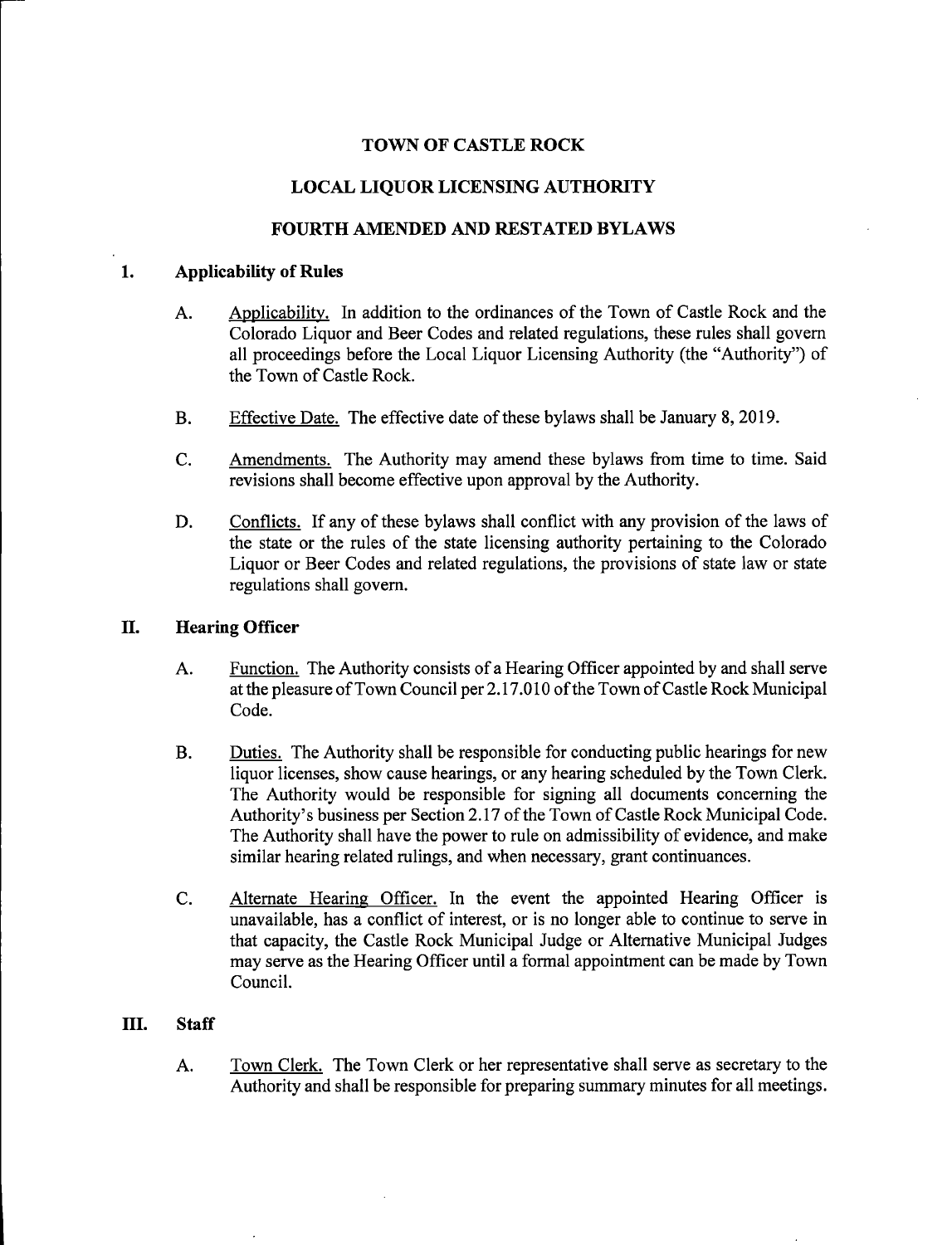# TOWN OF CASTLE ROCK

## LOCAL LIQUOR LICENSING AUTHORITY

## FOURTH AMENDED AND RESTATED BYLAWS

### 1. Applicability of Rules

A. Applicability. In addition to the ordinances of the Town of Castle Rock and the Colorado Liquor and Beer Codes and related regulations, these rules shall govern all proceedings before the Local Liquor Licensing Authority (the "Authority") of the Town of Castle Rock.

B. Effective Date. The effective date of these bylaws shall be January 8, 2019.

C. Amendments. The Authority may amend these bylaws from time to time. Said revisions shall become effective upon approval by the Authority.

D. Conflicts. If any of these bylaws shall conflict with any provision of the laws of the state or the rules of the state licensing authority pertaining to the Colorado Liquor or Beer Codes and related regulations, the provisions of state law or state regulations shall govern.

### II. Hearing Officer

A. Function. The Authority consists of a Hearing Officer appointed by and shall serve at the pleasure of Town Council per 2.17.010 of the Town of Castle Rock Municipal Code.

B. Duties. The Authority shall be responsible for conducting public hearings for new liquor licenses, show cause hearings, or any hearing scheduled by the Town Clerk. The Authority would be responsible for signing all documents concerning the Authority's business per Section 2.17 of the Town of Castle Rock Municipal Code. The Authority shall have the power to rule on admissibility of evidence, and make similar hearing related rulings, and when necessary, grant continuances.

C. Alternate Hearing Officer. In the event the appointed Hearing Officer is unavailable, has a conflict of interest, or is no longer able to continue to serve in that capacity, the Castle Rock Municipal Judge or Alternative Municipal Judges may serve as the Hearing Officer until a formal appointment can be made by Town Council.

### III. Staff

A. Town Clerk. The Town Clerk or her representative shall serve as secretary to the Authority and shall be responsible for preparing summary minutes for all meetings.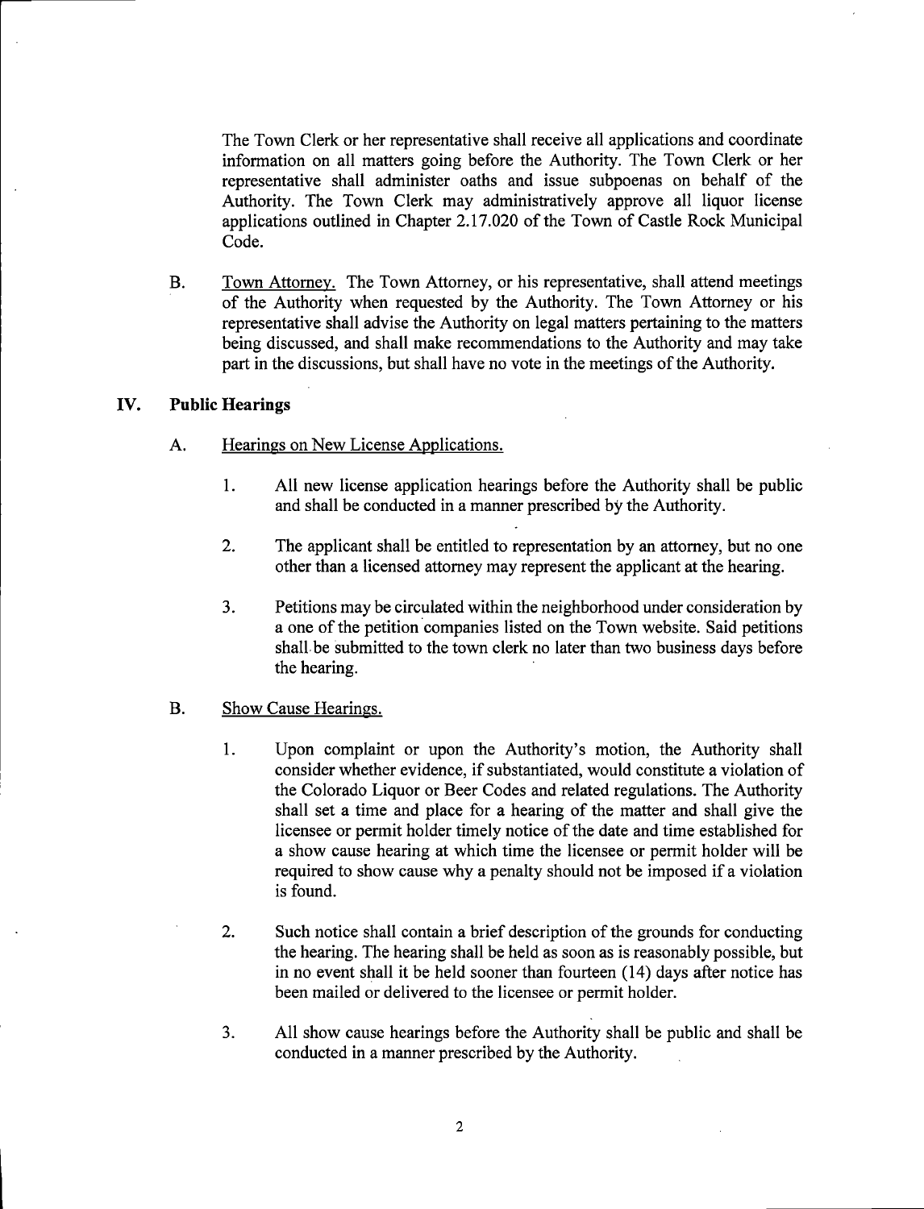The Town Clerk or her representative shall receive all applications and coordinate information on all matters going before the Authority. The Town Clerk or her representative shall administer oaths and issue subpoenas on behalf of the Authority. The Town Clerk may administratively approve all liquor license applications outlined in Chapter 2.17.020 of the Town of Castle Rock Municipal Code.

B. Town Attorney. The Town Attorney, or his representative, shall attend meetings of the Authority when requested by the Authority. The Town Attorney or his representative shall advise the Authority on legal matters pertaining to the matters being discussed, and shall make recommendations to the Authority and may take part in the discussions, but shall have no vote in the meetings of the Authority.

## IV. Public Hearings

A. Hearings on New License Applications.

1. All new license application hearings before the Authority shall be public and shall be conducted in a manner prescribed by the Authority.

2. The applicant shall be entitled to representation by an attorney, but no one other than a licensed attorney may represent the applicant at the hearing.

3. Petitions may be circulated within the neighborhood under consideration by a one of the petition companies listed on the Town website. Said petitions shall be submitted to the town clerk no later than two business days before the hearing.

B. Show Cause Hearings.

1. Upon complaint or upon the Authority's motion, the Authority shall consider whether evidence, if substantiated, would constitute a violation of the Colorado Liquor or Beer Codes and related regulations. The Authority shall set a time and place for a hearing of the matter and shall give the licensee or permit holder timely notice of the date and time established for a show cause hearing at which time the licensee or permit holder will be required to show cause why a penalty should not be imposed if a violation is found.

2. Such notice shall contain a brief description of the grounds for conducting the hearing. The hearing shall be held as soon as is reasonably possible, but in no event shall it be held sooner than fourteen (14) days after notice has been mailed or delivered to the licensee or permit holder.

3. All show cause hearings before the Authority shall be public and shall be conducted in a manner prescribed by the Authority.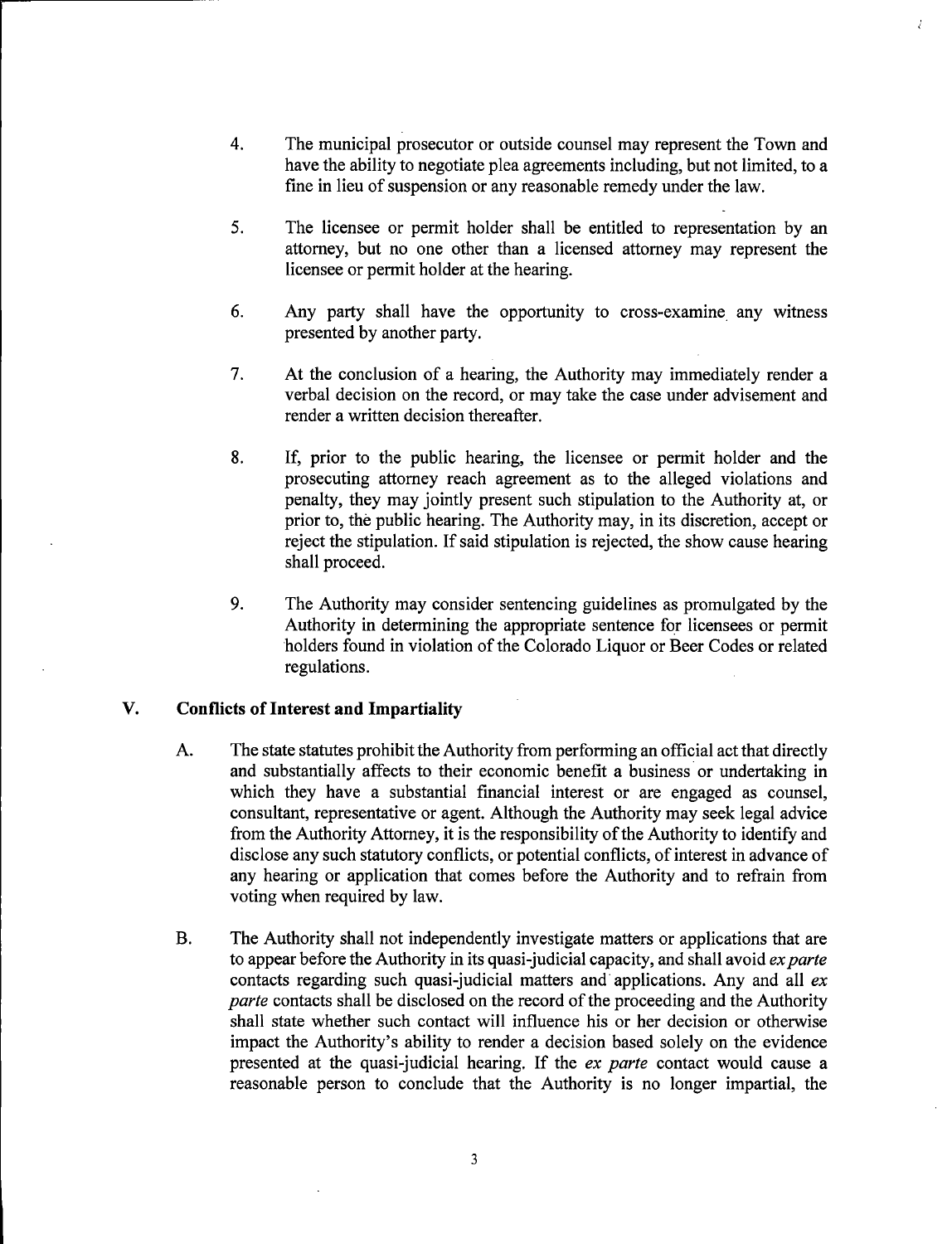4. The municipal prosecutor or outside counsel may represent the Town and have the ability to negotiate plea agreements including, but not limited, to a fine in lieu of suspension or any reasonable remedy under the law.

5. The licensee or permit holder shall be entitled to representation by an attorney, but no one other than a licensed attorney may represent the licensee or permit holder at the hearing.

6. Any party shall have the opportunity to cross-examine any witness presented by another party.

7. At the conclusion of a hearing, the Authority may immediately render a verbal decision on the record, or may take the case under advisement and render a written decision thereafter.

8. If, prior to the public hearing, the licensee or permit holder and the prosecuting attorney reach agreement as to the alleged violations and penalty, they may jointly present such stipulation to the Authority at, or prior to, the public hearing. The Authority may, in its discretion, accept or reject the stipulation. If said stipulation is rejected, the show cause hearing shall proceed.

9. The Authority may consider sentencing guidelines as promulgated by the Authority in determining the appropriate sentence for licensees or permit holders found in violation of the Colorado Liquor or Beer Codes or related regulations.

## V. Conflicts of Interest and Impartiality

A. The state statutes prohibit the Authority from performing an official act that directly and substantially affects to their economic benefit a business or undertaking in which they have a substantial financial interest or are engaged as counsel, consultant, representative or agent. Although the Authority may seek legal advice from the Authority Attorney, it is the responsibility of the Authority to identify and disclose any such statutory conflicts, or potential conflicts, of interest in advance of any hearing or application that comes before the Authority and to refrain from voting when required by law.

B. The Authority shall not independently investigate matters or applications that are to appear before the Authority in its quasi-judicial capacity, and shall avoid *ex parte* contacts regarding such quasi-judicial matters and applications. Any and all *ex parte* contacts shall be disclosed on the record of the proceeding and the Authority shall state whether such contact will influence his or her decision or otherwise impact the Authority's ability to render a decision based solely on the evidence presented at the quasi-judicial hearing. If the *ex parte* contact would cause a reasonable person to conclude that the Authority is no longer impartial, the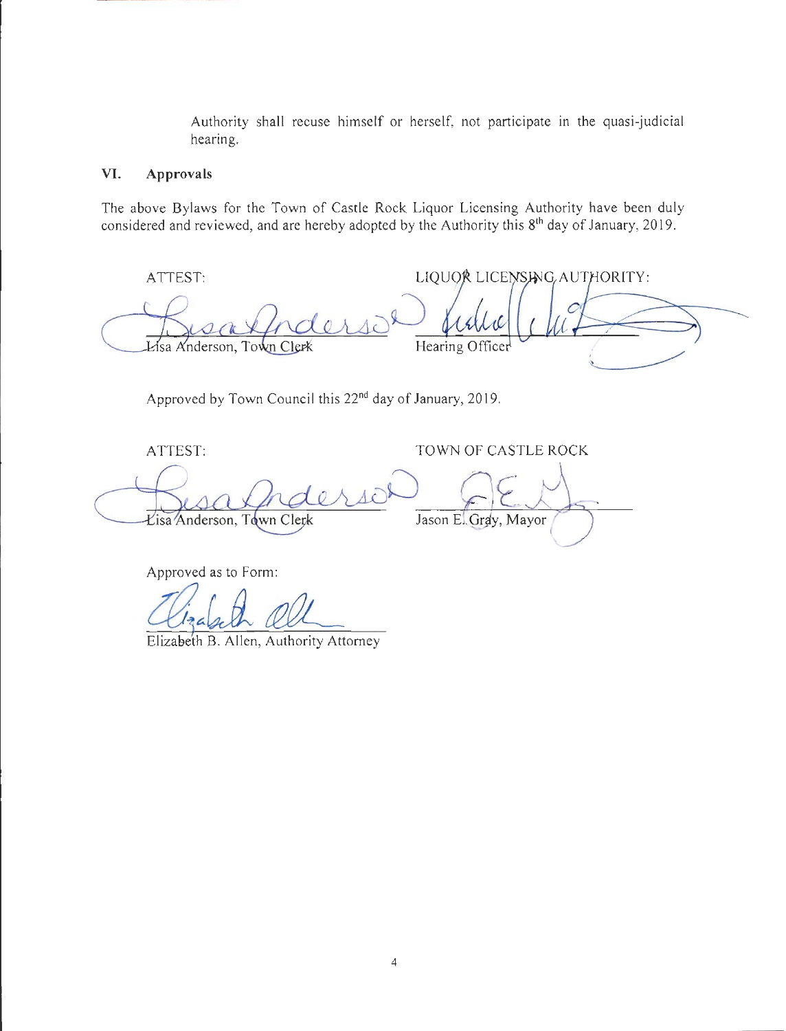Authority shall recuse himself or herself, not participate in the quasi-judicial hearing.

## VI. Approvals

The above Bylaws for the Town of Castle Rock Liquor Licensing Authority have been duly considered and reviewed, and are hereby adopted by the Authority this 8th day of January, 2019.

ATTEST:

Lisa Anderson, Town Clerk

LIQUOR LICENSING AUTHORITY:

Hearing Officer

Approved by Town Council this 22nd day of January, 2019.

ATTEST:

Lisa Anderson, Town Clerk

TOWN OF CASTLE ROCK

Jason E. Gray, Mayor

Approved as to Form:

Elizabeth B. Allen, Authority Attorney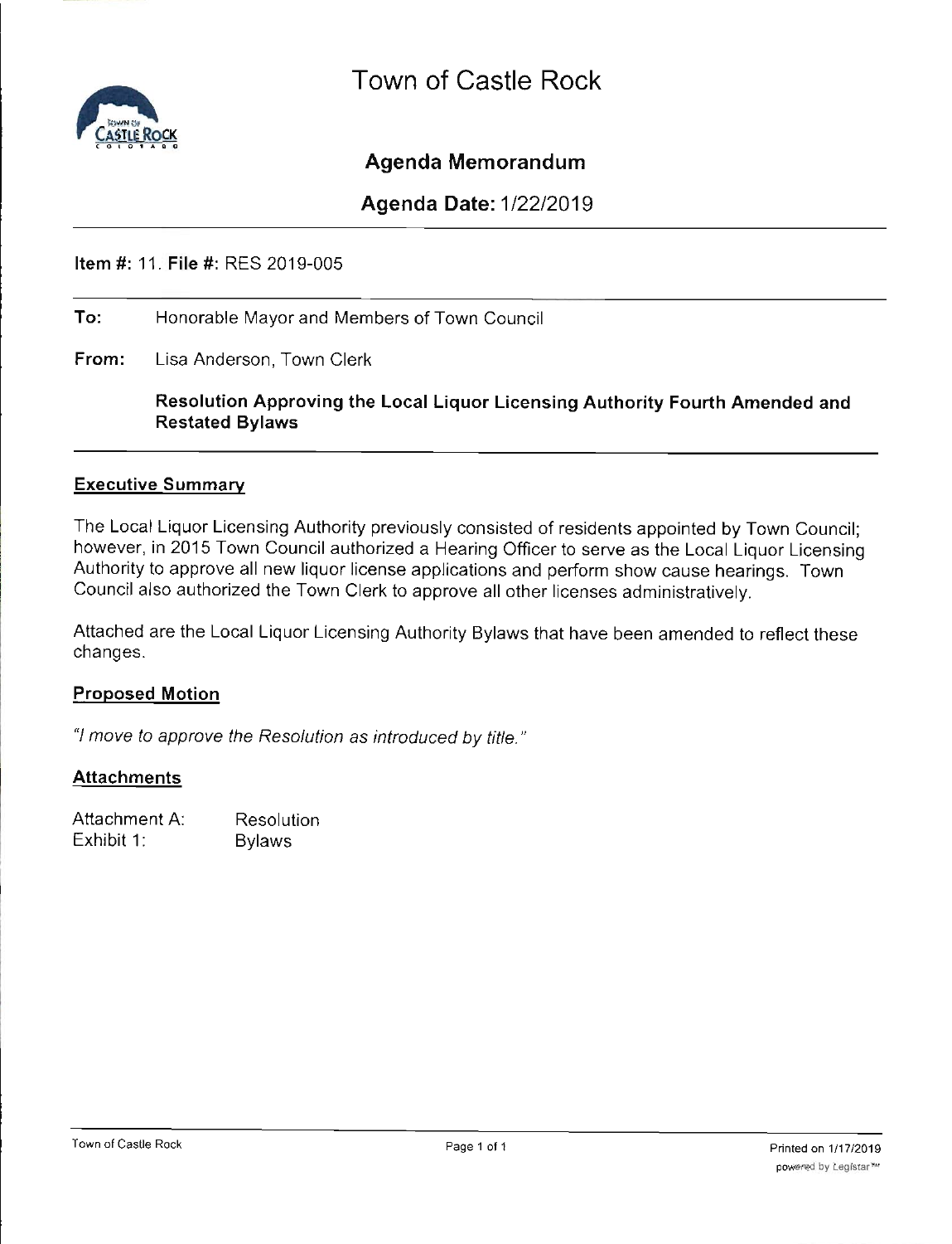# Town of Castle Rock

## Agenda Memorandum

**Agenda Date:** 1/22/2019

**Item #:** 11. **File #:** RES 2019-005

**To:** Honorable Mayor and Members of Town Council

**From:** Lisa Anderson, Town Clerk

**Resolution Approving the Local Liquor Licensing Authority Fourth Amended and Restated Bylaws**

### Executive Summary

The Local Liquor Licensing Authority previously consisted of residents appointed by Town Council; however, in 2015 Town Council authorized a Hearing Officer to serve as the Local Liquor Licensing Authority to approve all new liquor license applications and perform show cause hearings. Town Council also authorized the Town Clerk to approve all other licenses administratively.

Attached are the Local Liquor Licensing Authority Bylaws that have been amended to reflect these changes.

### Proposed Motion

*"I move to approve the Resolution as introduced by title."*

### Attachments

| | |
|---|---|
| Attachment A: | Resolution |
| Exhibit 1: | Bylaws |